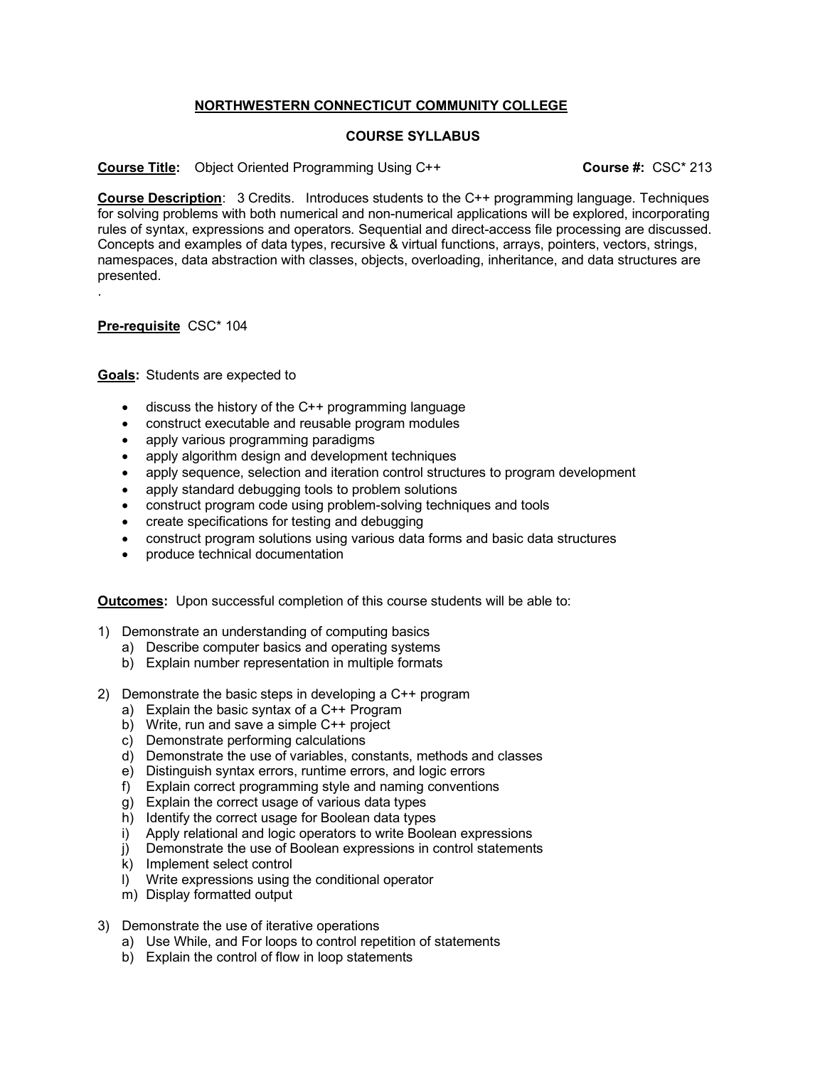# NORTHWESTERN CONNECTICUT COMMUNITY COLLEGE

## COURSE SYLLABUS

**Course Title:** Object Oriented Programming Using C++ **Course #:** CSC* 213

**Course Description**: 3 Credits. Introduces students to the C++ programming language. Techniques for solving problems with both numerical and non-numerical applications will be explored, incorporating rules of syntax, expressions and operators. Sequential and direct-access file processing are discussed. Concepts and examples of data types, recursive & virtual functions, arrays, pointers, vectors, strings, namespaces, data abstraction with classes, objects, overloading, inheritance, and data structures are presented.

.

**Pre-requisite** CSC* 104

**Goals:** Students are expected to

- discuss the history of the C++ programming language
- construct executable and reusable program modules
- apply various programming paradigms
- apply algorithm design and development techniques
- apply sequence, selection and iteration control structures to program development
- apply standard debugging tools to problem solutions
- construct program code using problem-solving techniques and tools
- create specifications for testing and debugging
- construct program solutions using various data forms and basic data structures
- produce technical documentation

**Outcomes:** Upon successful completion of this course students will be able to:

1) Demonstrate an understanding of computing basics
   a) Describe computer basics and operating systems
   b) Explain number representation in multiple formats

2) Demonstrate the basic steps in developing a C++ program
   a) Explain the basic syntax of a C++ Program
   b) Write, run and save a simple C++ project
   c) Demonstrate performing calculations
   d) Demonstrate the use of variables, constants, methods and classes
   e) Distinguish syntax errors, runtime errors, and logic errors
   f) Explain correct programming style and naming conventions
   g) Explain the correct usage of various data types
   h) Identify the correct usage for Boolean data types
   i) Apply relational and logic operators to write Boolean expressions
   j) Demonstrate the use of Boolean expressions in control statements
   k) Implement select control
   l) Write expressions using the conditional operator
   m) Display formatted output

3) Demonstrate the use of iterative operations
   a) Use While, and For loops to control repetition of statements
   b) Explain the control of flow in loop statements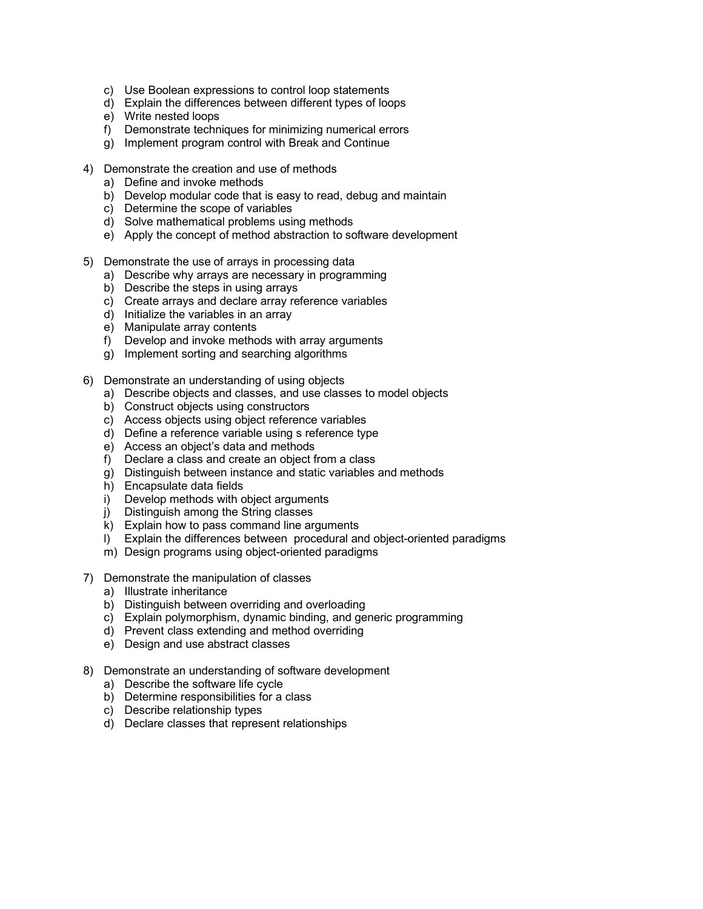c) Use Boolean expressions to control loop statements
d) Explain the differences between different types of loops
e) Write nested loops
f) Demonstrate techniques for minimizing numerical errors
g) Implement program control with Break and Continue

4) Demonstrate the creation and use of methods
    a) Define and invoke methods
    b) Develop modular code that is easy to read, debug and maintain
    c) Determine the scope of variables
    d) Solve mathematical problems using methods
    e) Apply the concept of method abstraction to software development

5) Demonstrate the use of arrays in processing data
    a) Describe why arrays are necessary in programming
    b) Describe the steps in using arrays
    c) Create arrays and declare array reference variables
    d) Initialize the variables in an array
    e) Manipulate array contents
    f) Develop and invoke methods with array arguments
    g) Implement sorting and searching algorithms

6) Demonstrate an understanding of using objects
    a) Describe objects and classes, and use classes to model objects
    b) Construct objects using constructors
    c) Access objects using object reference variables
    d) Define a reference variable using s reference type
    e) Access an object's data and methods
    f) Declare a class and create an object from a class
    g) Distinguish between instance and static variables and methods
    h) Encapsulate data fields
    i) Develop methods with object arguments
    j) Distinguish among the String classes
    k) Explain how to pass command line arguments
    l) Explain the differences between procedural and object-oriented paradigms
    m) Design programs using object-oriented paradigms

7) Demonstrate the manipulation of classes
    a) Illustrate inheritance
    b) Distinguish between overriding and overloading
    c) Explain polymorphism, dynamic binding, and generic programming
    d) Prevent class extending and method overriding
    e) Design and use abstract classes

8) Demonstrate an understanding of software development
    a) Describe the software life cycle
    b) Determine responsibilities for a class
    c) Describe relationship types
    d) Declare classes that represent relationships